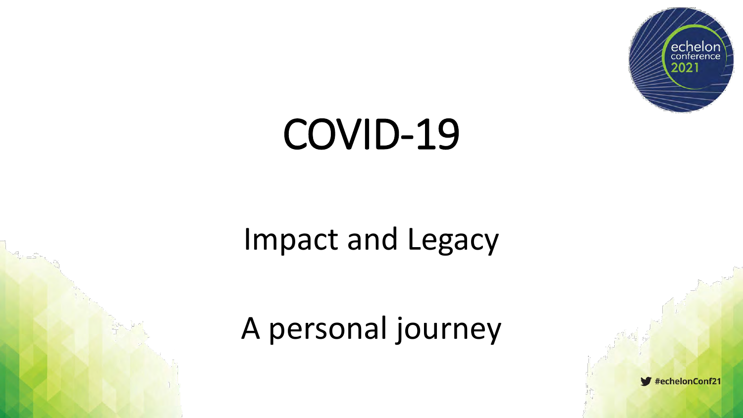# COVID-19

## Impact and Legacy

## A personal journey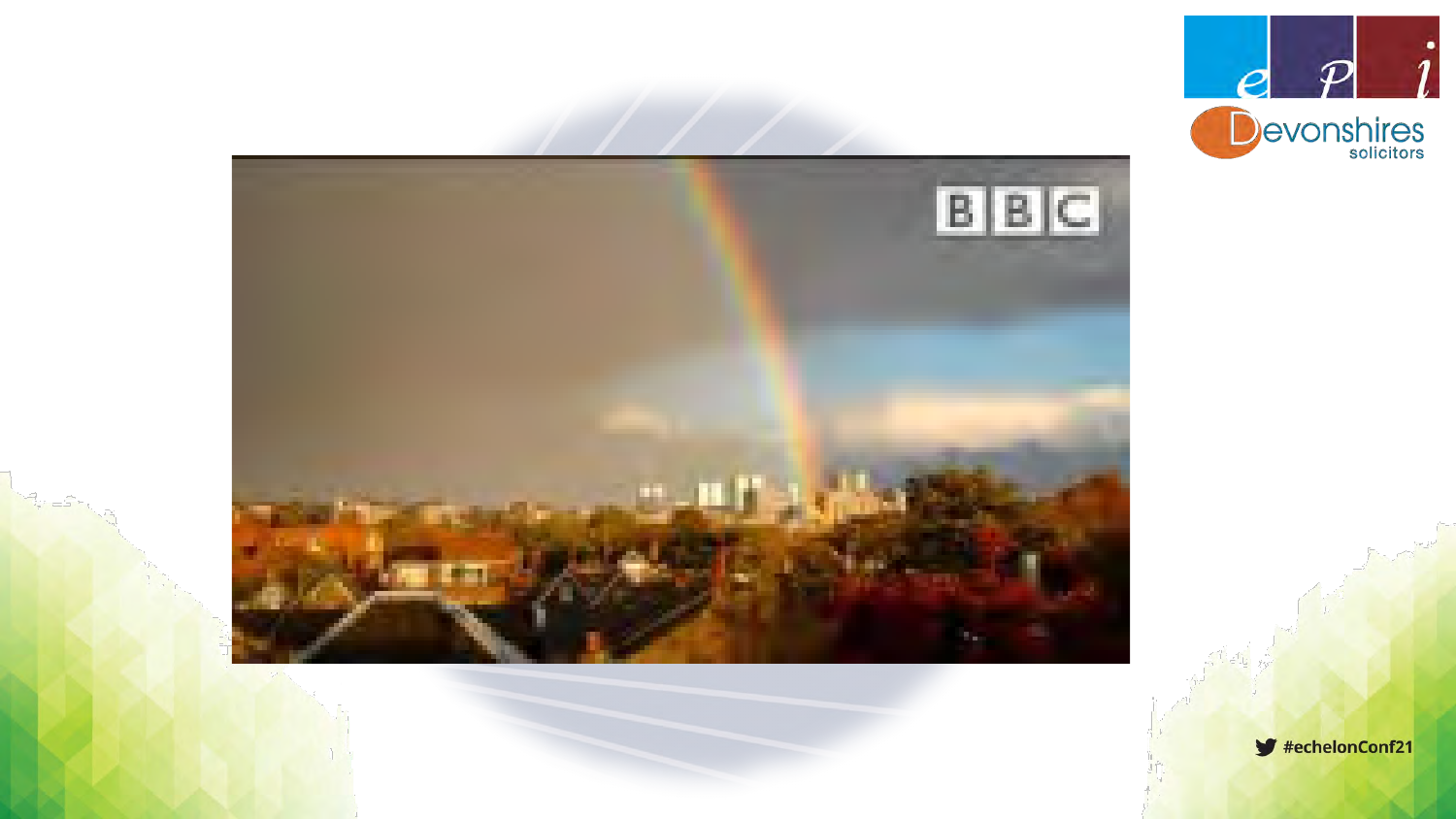#echelonConf21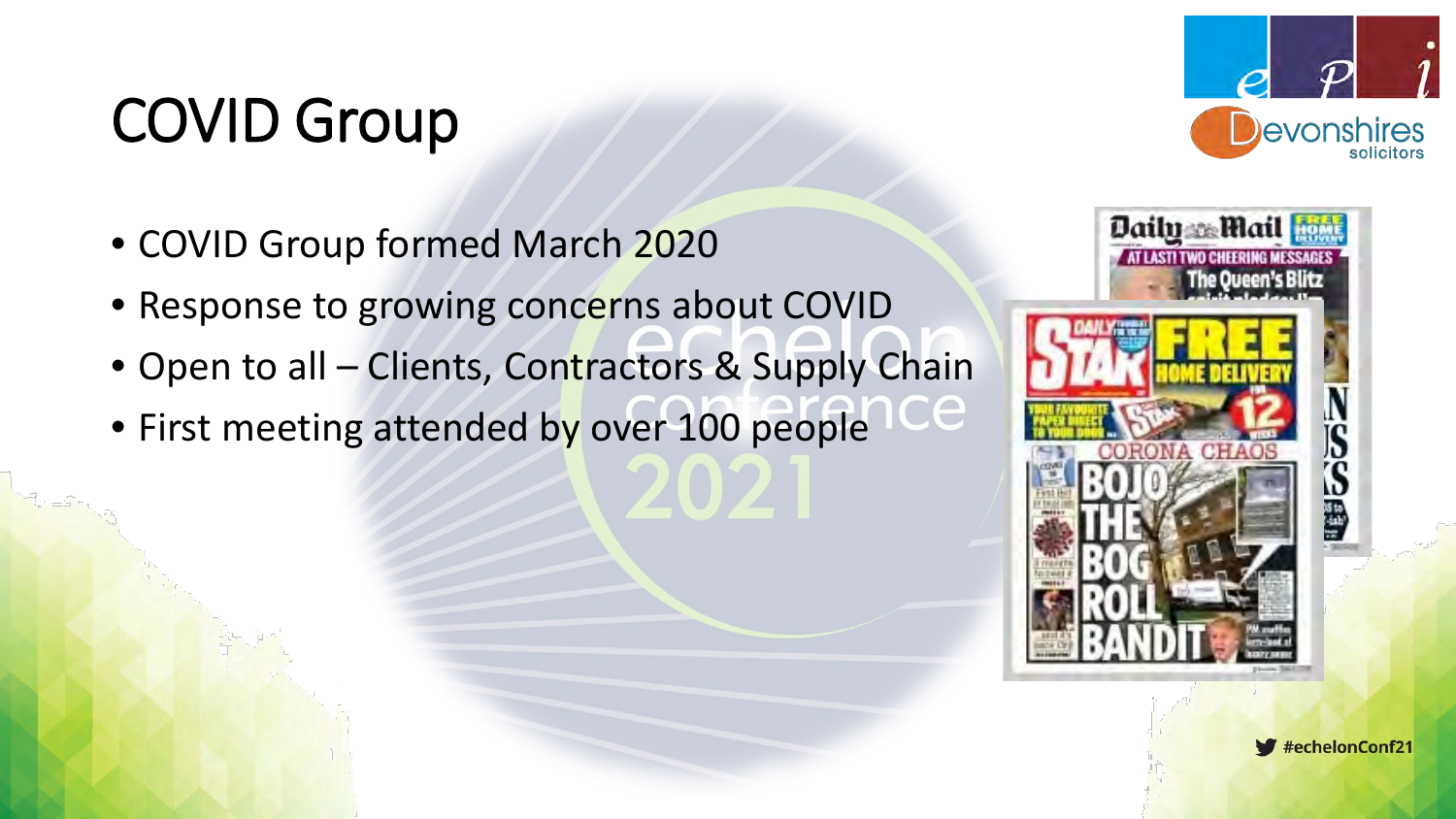# COVID Group

- COVID Group formed March 2020
- Response to growing concerns about COVID
- Open to all – Clients, Contractors & Supply Chain
- First meeting attended by over 100 people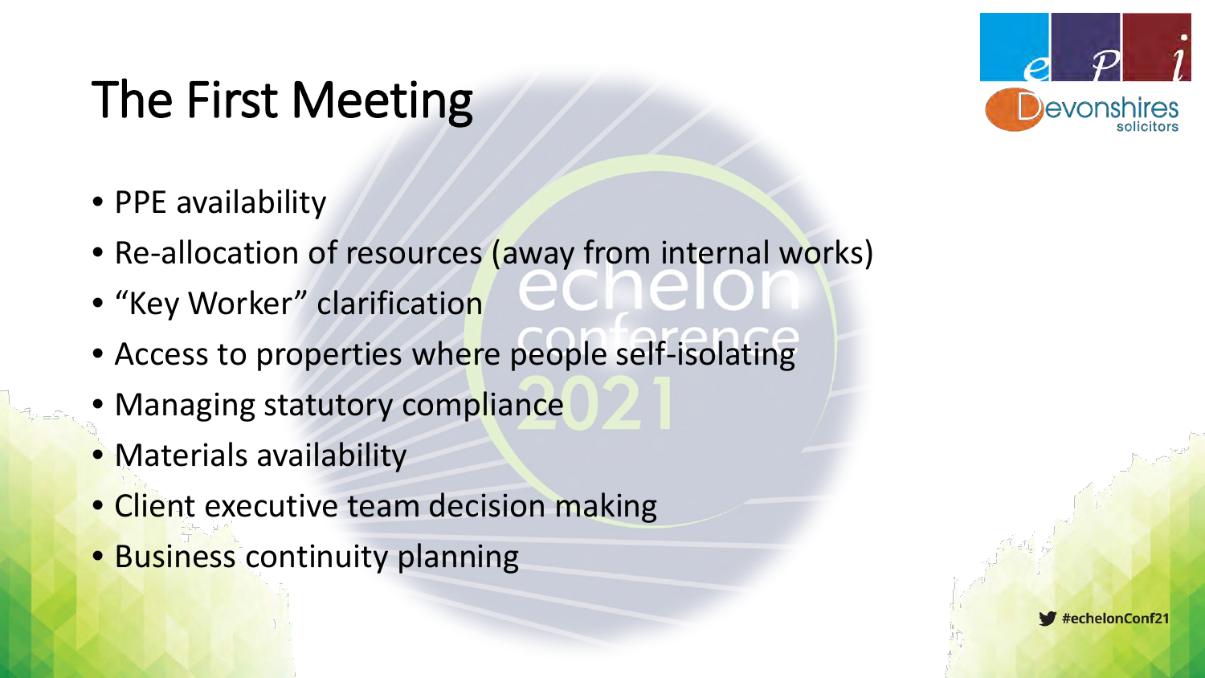# The First Meeting

- PPE availability
- Re-allocation of resources (away from internal works)
- "Key Worker" clarification
- Access to properties where people self-isolating
- Managing statutory compliance
- Materials availability
- Client executive team decision making
- Business continuity planning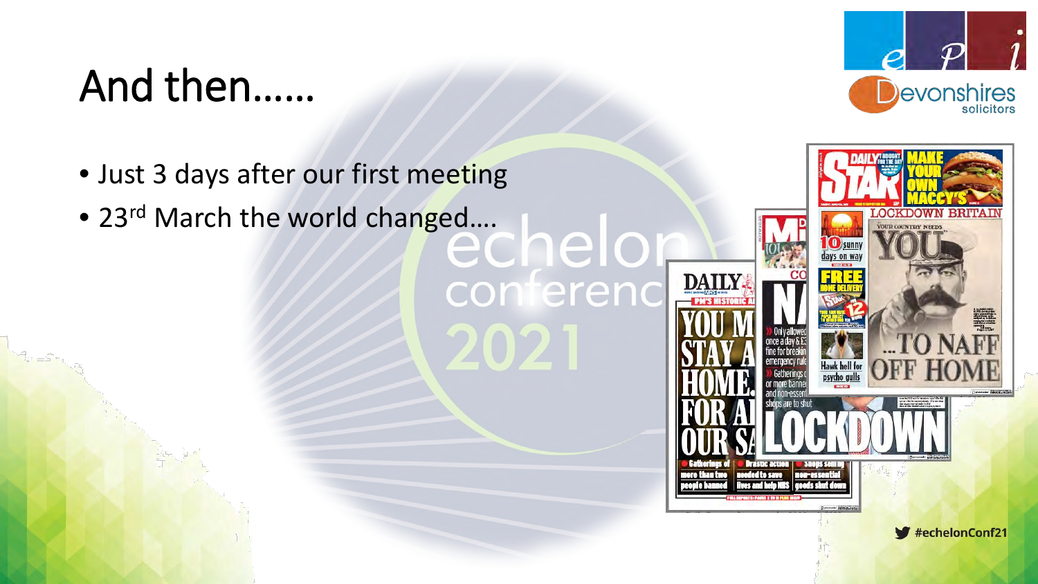# And then……

- Just 3 days after our first meeting
- 23rd March the world changed….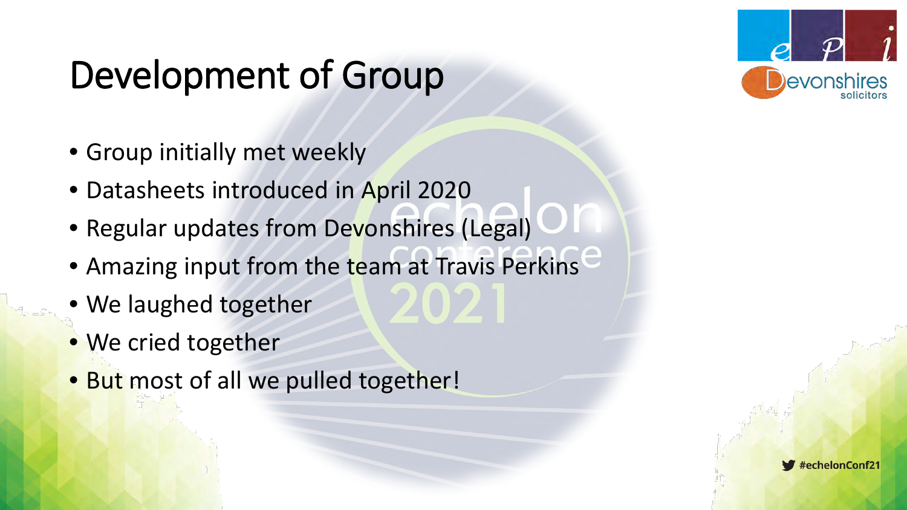# Development of Group

- Group initially met weekly
- Datasheets introduced in April 2020
- Regular updates from Devonshires (Legal)
- Amazing input from the team at Travis Perkins
- We laughed together
- We cried together
- But most of all we pulled together!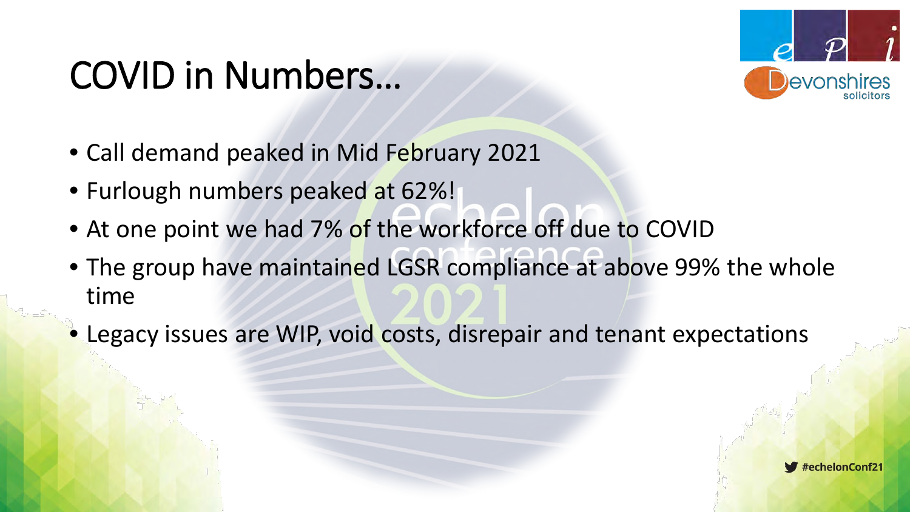# COVID in Numbers…

- Call demand peaked in Mid February 2021
- Furlough numbers peaked at 62%!
- At one point we had 7% of the workforce off due to COVID
- The group have maintained LGSR compliance at above 99% the whole time
- Legacy issues are WIP, void costs, disrepair and tenant expectations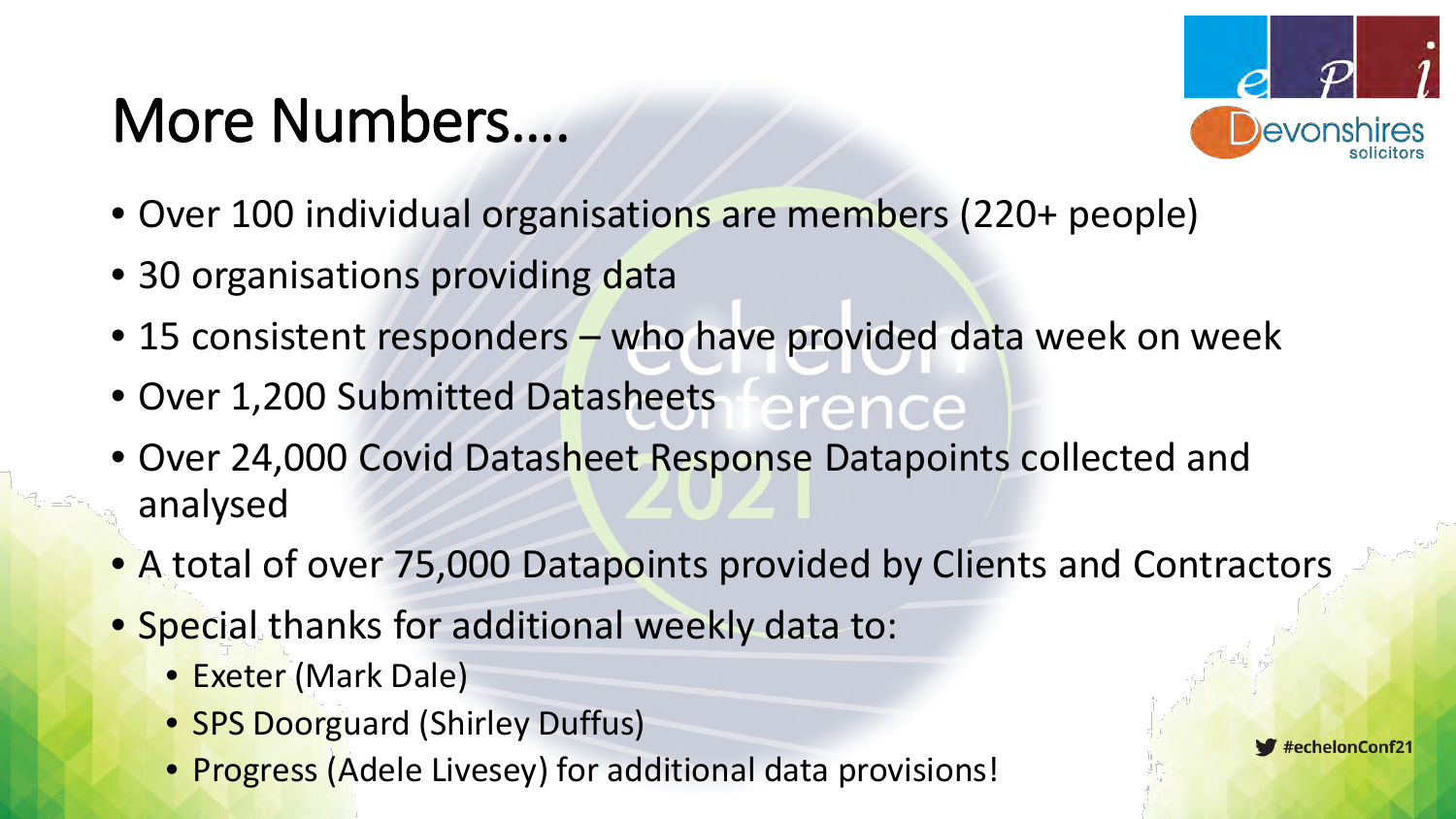# More Numbers….

- Over 100 individual organisations are members (220+ people)
- 30 organisations providing data
- 15 consistent responders – who have provided data week on week
- Over 1,200 Submitted Datasheets
- Over 24,000 Covid Datasheet Response Datapoints collected and analysed
- A total of over 75,000 Datapoints provided by Clients and Contractors
- Special thanks for additional weekly data to:
  - Exeter (Mark Dale)
  - SPS Doorguard (Shirley Duffus)
  - Progress (Adele Livesey) for additional data provisions!

#echelonConf21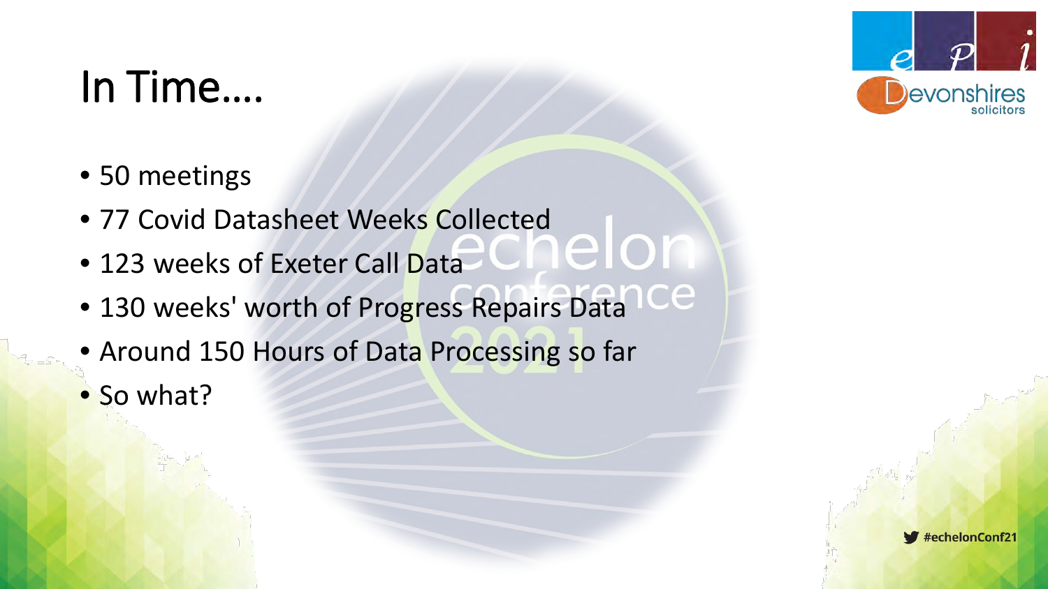# In Time....

- 50 meetings
- 77 Covid Datasheet Weeks Collected
- 123 weeks of Exeter Call Data
- 130 weeks' worth of Progress Repairs Data
- Around 150 Hours of Data Processing so far
- So what?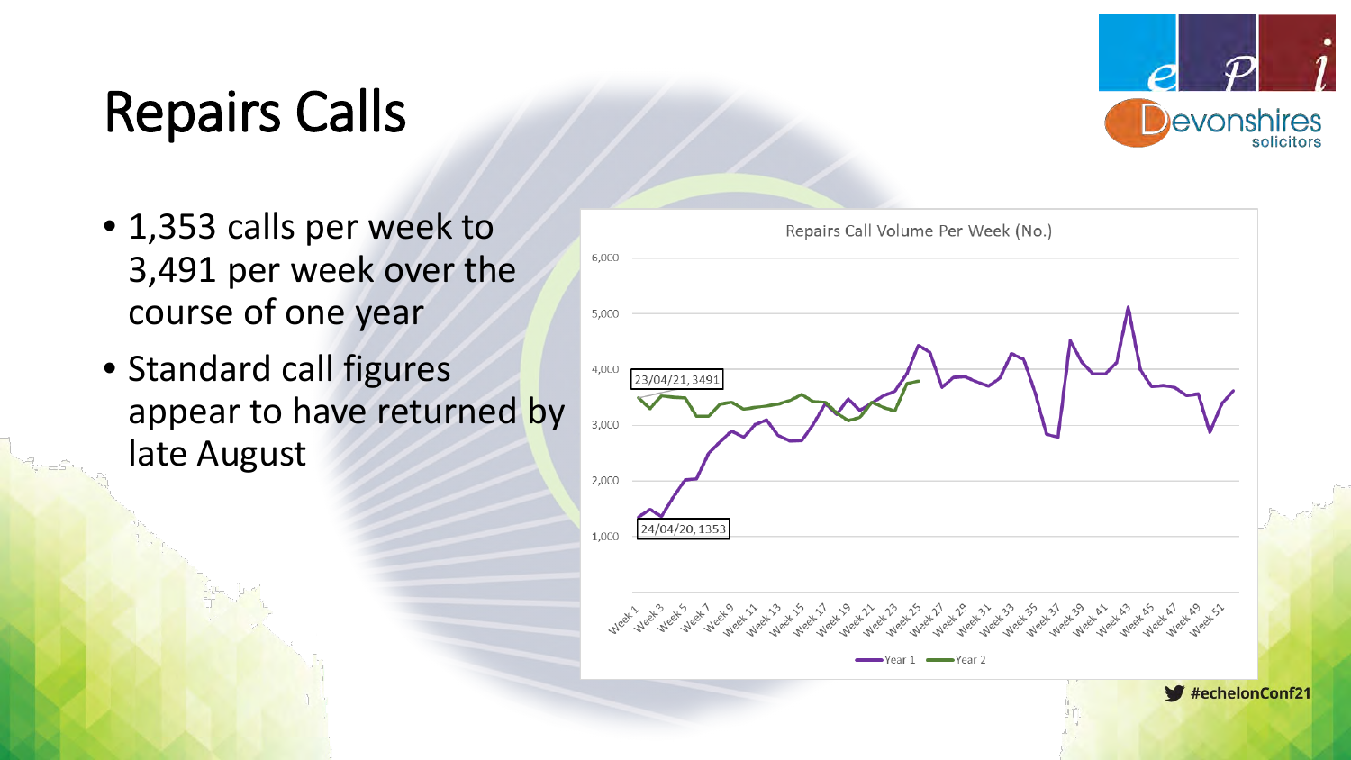# Repairs Calls

- 1,353 calls per week to 3,491 per week over the course of one year
- Standard call figures appear to have returned by late August

Repairs Call Volume Per Week (No.)

23/04/21, 3491

24/04/20, 1353

Year 1 — Year 2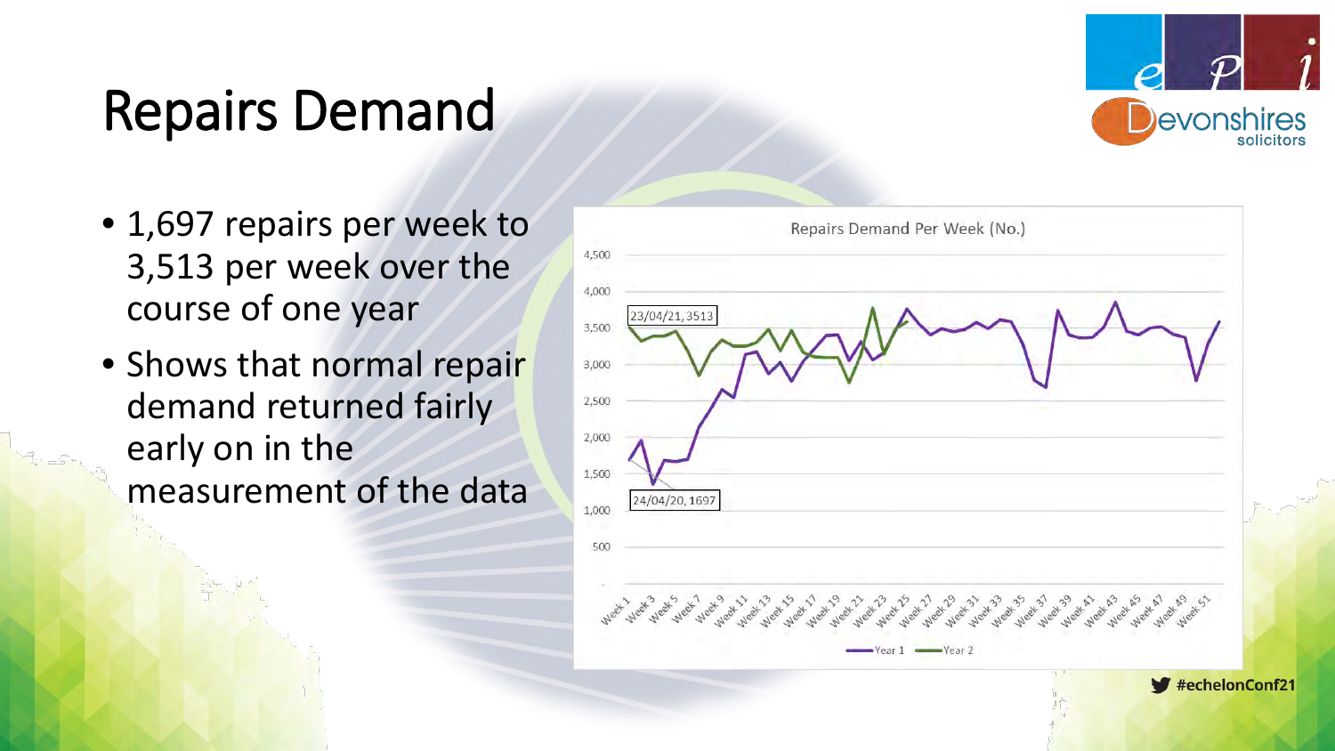# Repairs Demand

- 1,697 repairs per week to 3,513 per week over the course of one year
- Shows that normal repair demand returned fairly early on in the measurement of the data

Repairs Demand Per Week (No.)

23/04/21, 3513

24/04/20, 1697

Year 1 — Year 2

#echelonConf21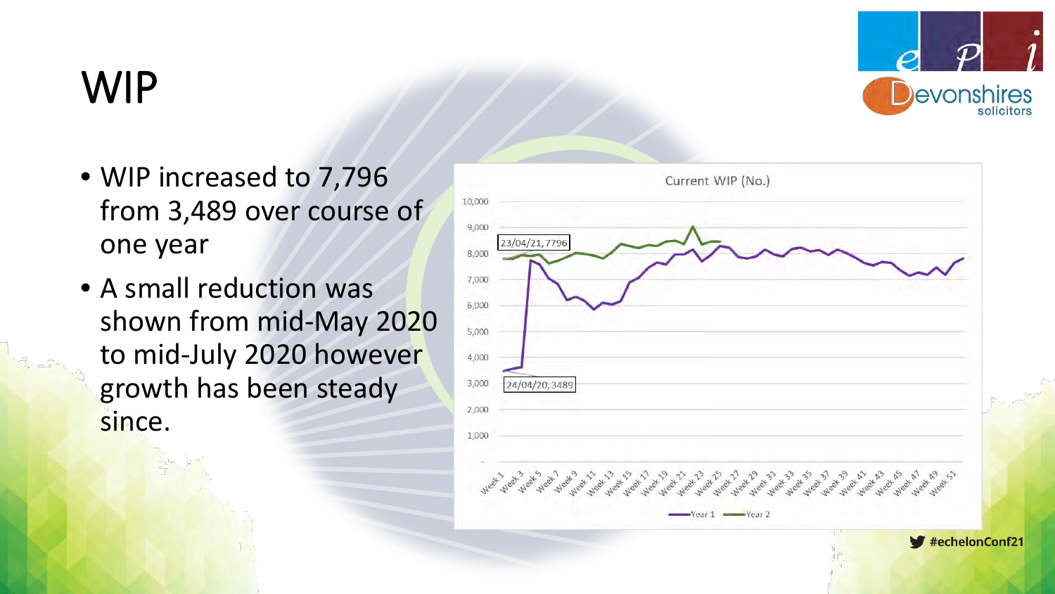# WIP

- WIP increased to 7,796 from 3,489 over course of one year
- A small reduction was shown from mid-May 2020 to mid-July 2020 however growth has been steady since.

Current WIP (No.)

23/04/21, 7796

24/04/20, 3489

Year 1 — Year 2

#echelonConf21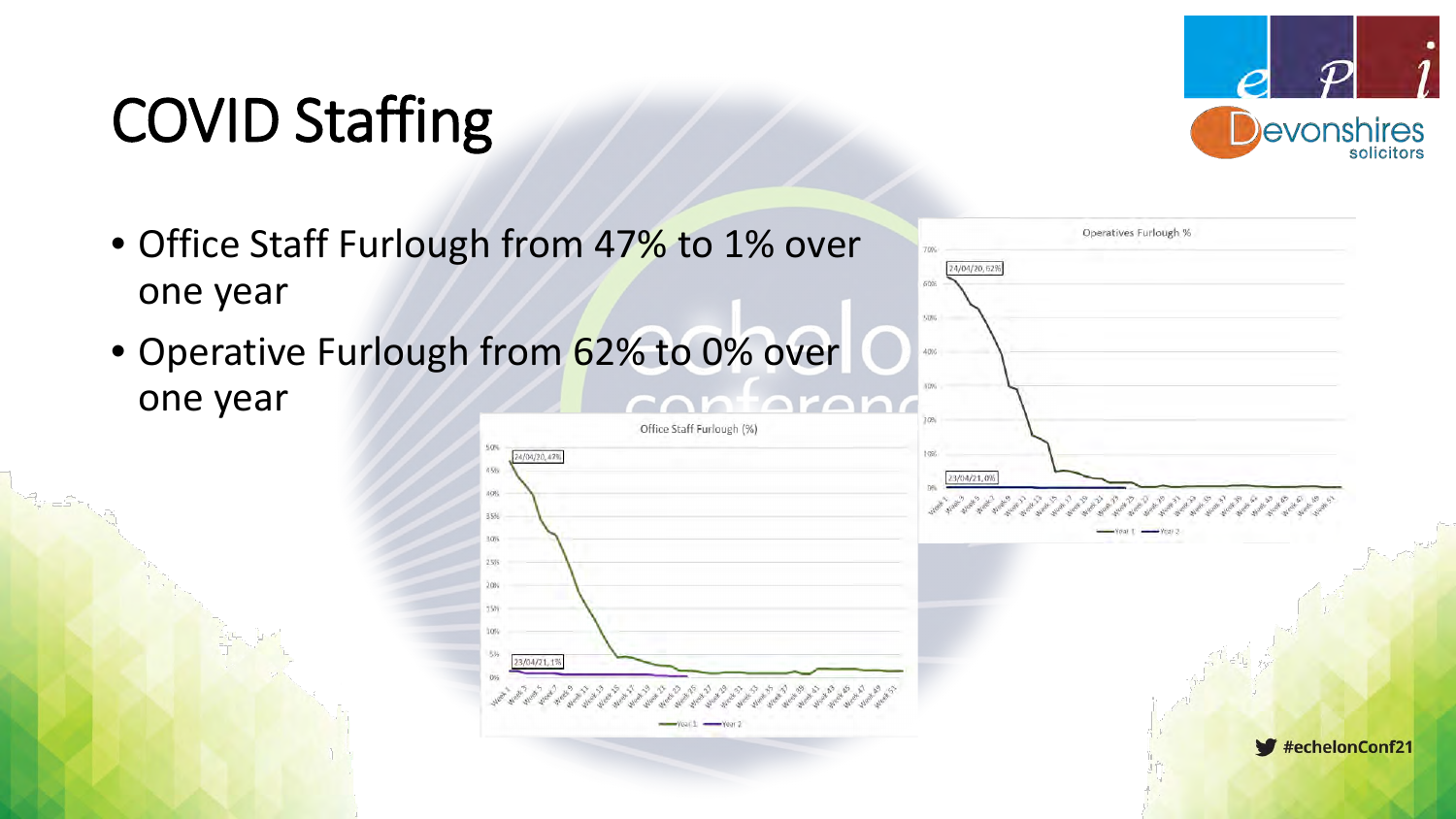# COVID Staffing

- Office Staff Furlough from 47% to 1% over one year
- Operative Furlough from 62% to 0% over one year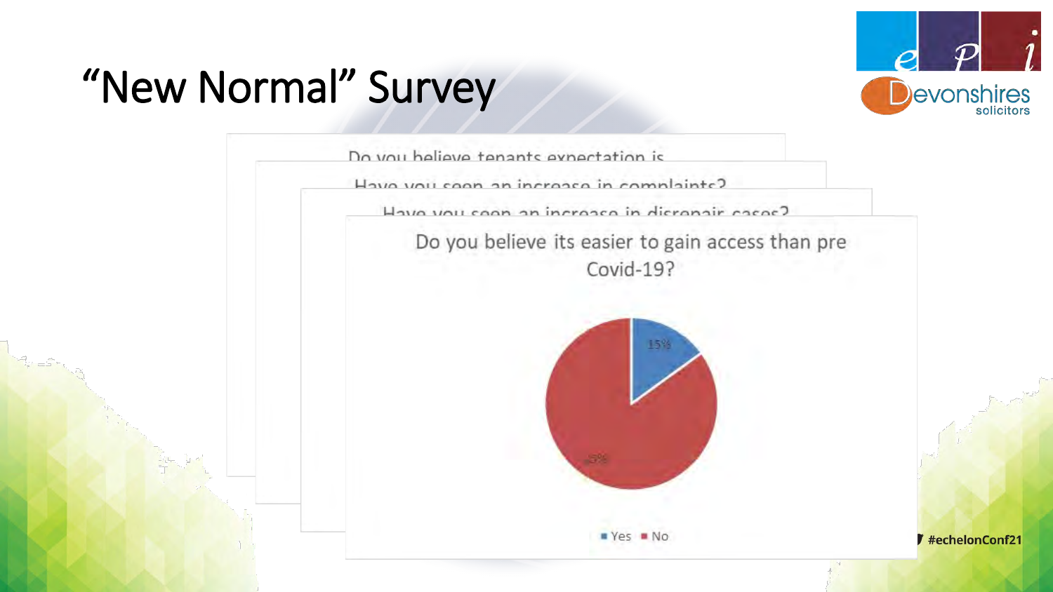# "New Normal" Survey

Do you believe tenants expectation is...

Have you seen an increase in complaints?

Have you seen an increase in disrepair cases?

Do you believe its easier to gain access than pre Covid-19?

15%

85%

Yes  No

#echelonConf21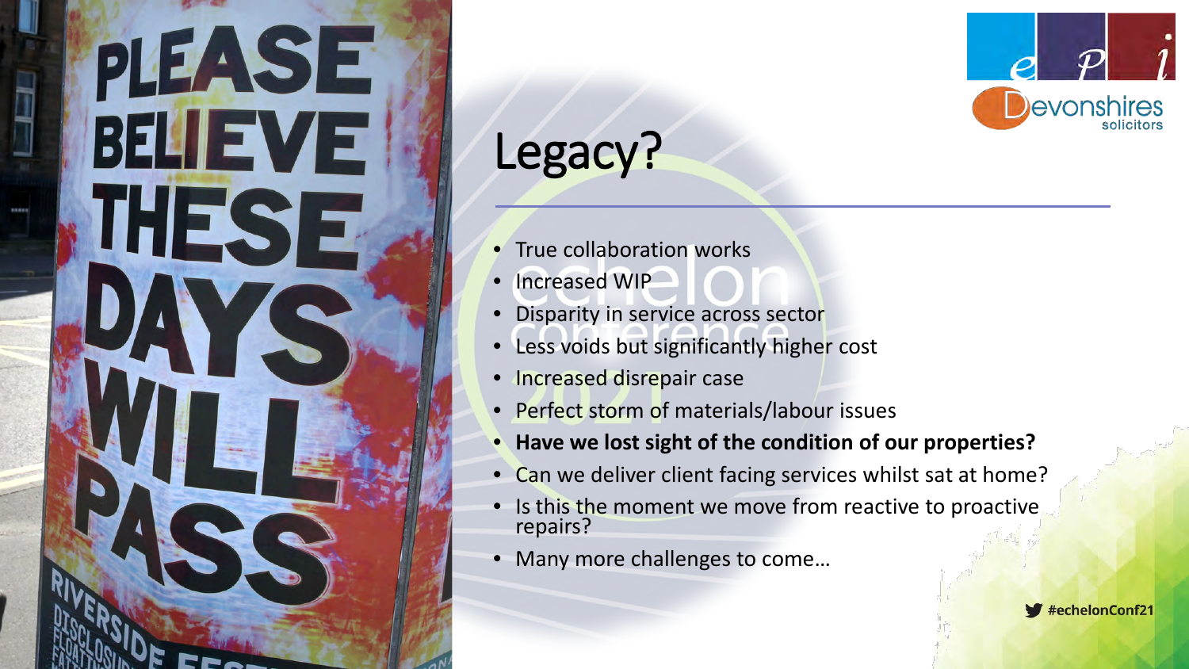# Legacy?

- True collaboration works
- Increased WIP
- Disparity in service across sector
- Less voids but significantly higher cost
- Increased disrepair case
- Perfect storm of materials/labour issues
- **Have we lost sight of the condition of our properties?**
- Can we deliver client facing services whilst sat at home?
- Is this the moment we move from reactive to proactive repairs?
- Many more challenges to come…

#echelonConf21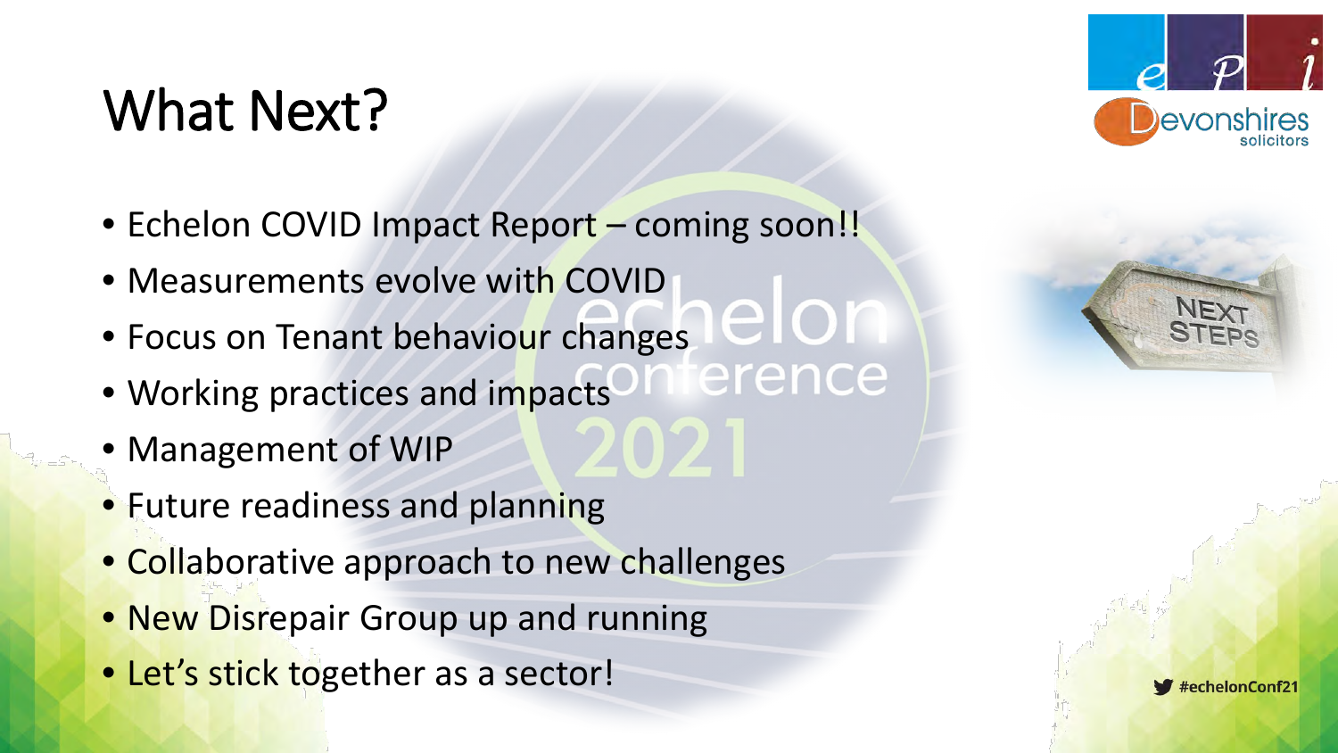# What Next?

- Echelon COVID Impact Report – coming soon!!
- Measurements evolve with COVID
- Focus on Tenant behaviour changes
- Working practices and impacts
- Management of WIP
- Future readiness and planning
- Collaborative approach to new challenges
- New Disrepair Group up and running
- Let's stick together as a sector!

#echelonConf21